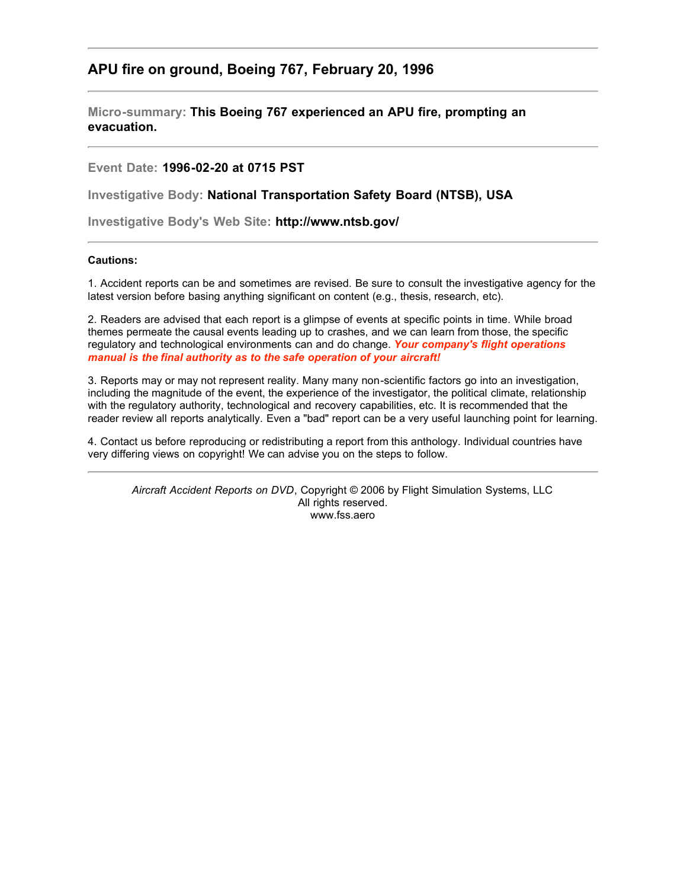## APU fire on ground, Boeing 767, February 20, 1996

---

**Micro-summary: This Boeing 767 experienced an APU fire, prompting an evacuation.**

---

**Event Date: 1996-02-20 at 0715 PST**

**Investigative Body: National Transportation Safety Board (NTSB), USA**

**Investigative Body's Web Site: http://www.ntsb.gov/**

---

**Cautions:**

1. Accident reports can be and sometimes are revised. Be sure to consult the investigative agency for the latest version before basing anything significant on content (e.g., thesis, research, etc).

2. Readers are advised that each report is a glimpse of events at specific points in time. While broad themes permeate the causal events leading up to crashes, and we can learn from those, the specific regulatory and technological environments can and do change. ***Your company's flight operations manual is the final authority as to the safe operation of your aircraft!***

3. Reports may or may not represent reality. Many many non-scientific factors go into an investigation, including the magnitude of the event, the experience of the investigator, the political climate, relationship with the regulatory authority, technological and recovery capabilities, etc. It is recommended that the reader review all reports analytically. Even a "bad" report can be a very useful launching point for learning.

4. Contact us before reproducing or redistributing a report from this anthology. Individual countries have very differing views on copyright! We can advise you on the steps to follow.

---

*Aircraft Accident Reports on DVD*, Copyright © 2006 by Flight Simulation Systems, LLC
All rights reserved.
www.fss.aero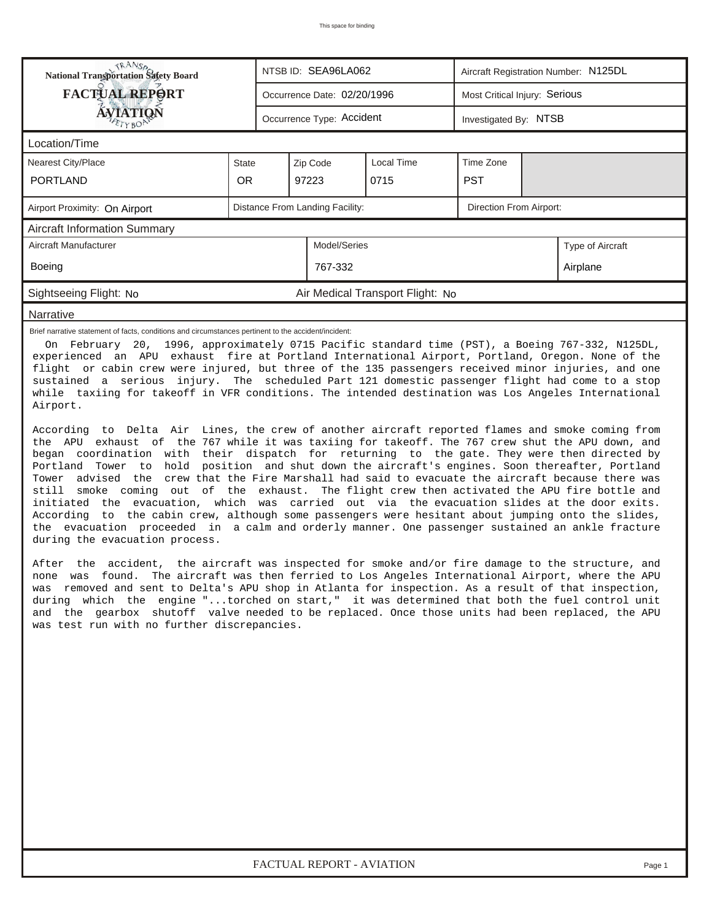# National Transportation Safety Board FACTUAL REPORT AVIATION

| NTSB ID: SEA96LA062 | Aircraft Registration Number: N125DL |
|---|---|
| Occurrence Date: 02/20/1996 | Most Critical Injury: Serious |
| Occurrence Type: Accident | Investigated By: NTSB |

## Location/Time

| Nearest City/Place | State | Zip Code | Local Time | Time Zone |
|---|---|---|---|---|
| PORTLAND | OR | 97223 | 0715 | PST |

| Airport Proximity: On Airport | Distance From Landing Facility: | Direction From Airport: |
|---|---|---|

## Aircraft Information Summary

| Aircraft Manufacturer | Model/Series | Type of Aircraft |
|---|---|---|
| Boeing | 767-332 | Airplane |

Sightseeing Flight: No — Air Medical Transport Flight: No

## Narrative

Brief narrative statement of facts, conditions and circumstances pertinent to the accident/incident:

On February 20, 1996, approximately 0715 Pacific standard time (PST), a Boeing 767-332, N125DL, experienced an APU exhaust fire at Portland International Airport, Portland, Oregon. None of the flight or cabin crew were injured, but three of the 135 passengers received minor injuries, and one sustained a serious injury. The scheduled Part 121 domestic passenger flight had come to a stop while taxiing for takeoff in VFR conditions. The intended destination was Los Angeles International Airport.

According to Delta Air Lines, the crew of another aircraft reported flames and smoke coming from the APU exhaust of the 767 while it was taxiing for takeoff. The 767 crew shut the APU down, and began coordination with their dispatch for returning to the gate. They were then directed by Portland Tower to hold position and shut down the aircraft's engines. Soon thereafter, Portland Tower advised the crew that the Fire Marshall had said to evacuate the aircraft because there was still smoke coming out of the exhaust. The flight crew then activated the APU fire bottle and initiated the evacuation, which was carried out via the evacuation slides at the door exits. According to the cabin crew, although some passengers were hesitant about jumping onto the slides, the evacuation proceeded in a calm and orderly manner. One passenger sustained an ankle fracture during the evacuation process.

After the accident, the aircraft was inspected for smoke and/or fire damage to the structure, and none was found. The aircraft was then ferried to Los Angeles International Airport, where the APU was removed and sent to Delta's APU shop in Atlanta for inspection. As a result of that inspection, during which the engine "...torched on start," it was determined that both the fuel control unit and the gearbox shutoff valve needed to be replaced. Once those units had been replaced, the APU was test run with no further discrepancies.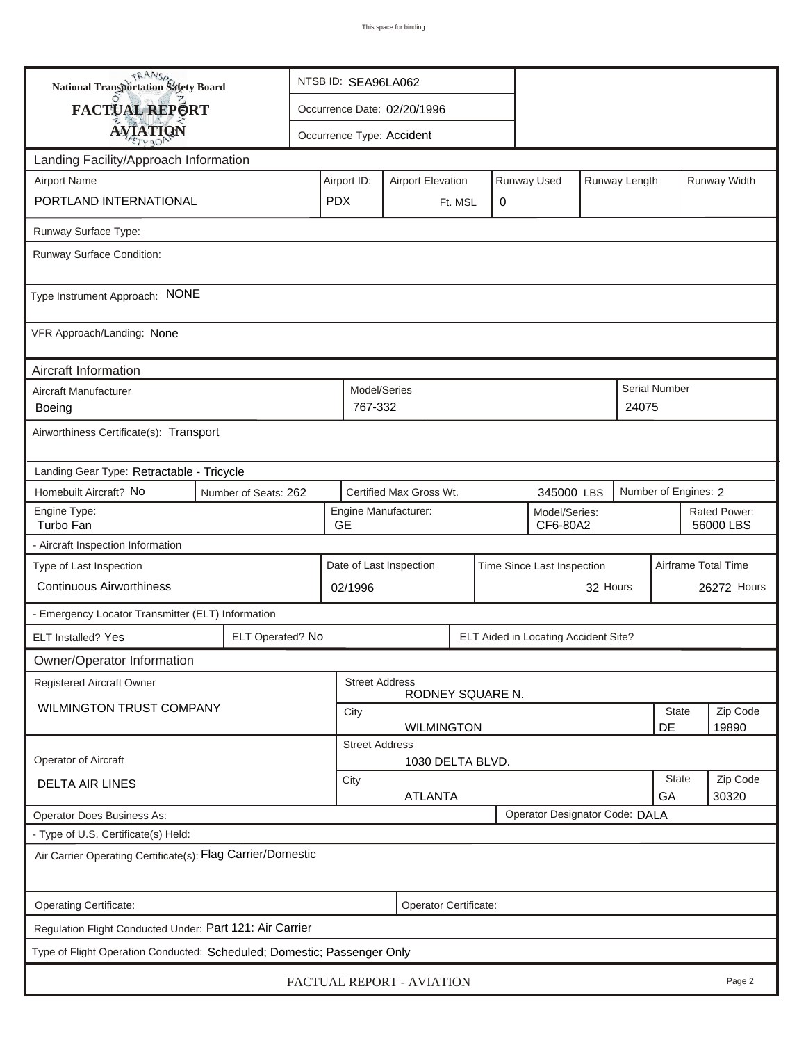**National Transportation Safety Board**

**FACTUAL REPORT**

**AVIATION**

| | |
|---|---|
| NTSB ID: SEA96LA062 | |
| Occurrence Date: 02/20/1996 | |
| Occurrence Type: Accident | |

## Landing Facility/Approach Information

| Airport Name | Airport ID: | Airport Elevation | Runway Used | Runway Length | Runway Width |
|---|---|---|---|---|---|
| PORTLAND INTERNATIONAL | PDX | Ft. MSL | 0 | | |

Runway Surface Type:

Runway Surface Condition:

Type Instrument Approach: NONE

VFR Approach/Landing: None

## Aircraft Information

| Aircraft Manufacturer | Model/Series | Serial Number |
|---|---|---|
| Boeing | 767-332 | 24075 |

Airworthiness Certificate(s): Transport

Landing Gear Type: Retractable - Tricycle

| Homebuilt Aircraft? No | Number of Seats: 262 | Certified Max Gross Wt. 345000 LBS | Number of Engines: 2 |
|---|---|---|---|

| Engine Type: | Engine Manufacturer: | Model/Series: | Rated Power: |
|---|---|---|---|
| Turbo Fan | GE | CF6-80A2 | 56000 LBS |

- Aircraft Inspection Information

| Type of Last Inspection | Date of Last Inspection | Time Since Last Inspection | Airframe Total Time |
|---|---|---|---|
| Continuous Airworthiness | 02/1996 | 32 Hours | 26272 Hours |

- Emergency Locator Transmitter (ELT) Information

| ELT Installed? Yes | ELT Operated? No | ELT Aided in Locating Accident Site? |
|---|---|---|

## Owner/Operator Information

| Registered Aircraft Owner | Street Address | | |
|---|---|---|---|
| WILMINGTON TRUST COMPANY | RODNEY SQUARE N. | | |
| | City | State | Zip Code |
| | WILMINGTON | DE | 19890 |

| Operator of Aircraft | Street Address | | |
|---|---|---|---|
| DELTA AIR LINES | 1030 DELTA BLVD. | | |
| | City | State | Zip Code |
| | ATLANTA | GA | 30320 |

Operator Does Business As: | Operator Designator Code: DALA

- Type of U.S. Certificate(s) Held:

Air Carrier Operating Certificate(s): Flag Carrier/Domestic

Operating Certificate: | Operator Certificate:

Regulation Flight Conducted Under: Part 121: Air Carrier

Type of Flight Operation Conducted: Scheduled; Domestic; Passenger Only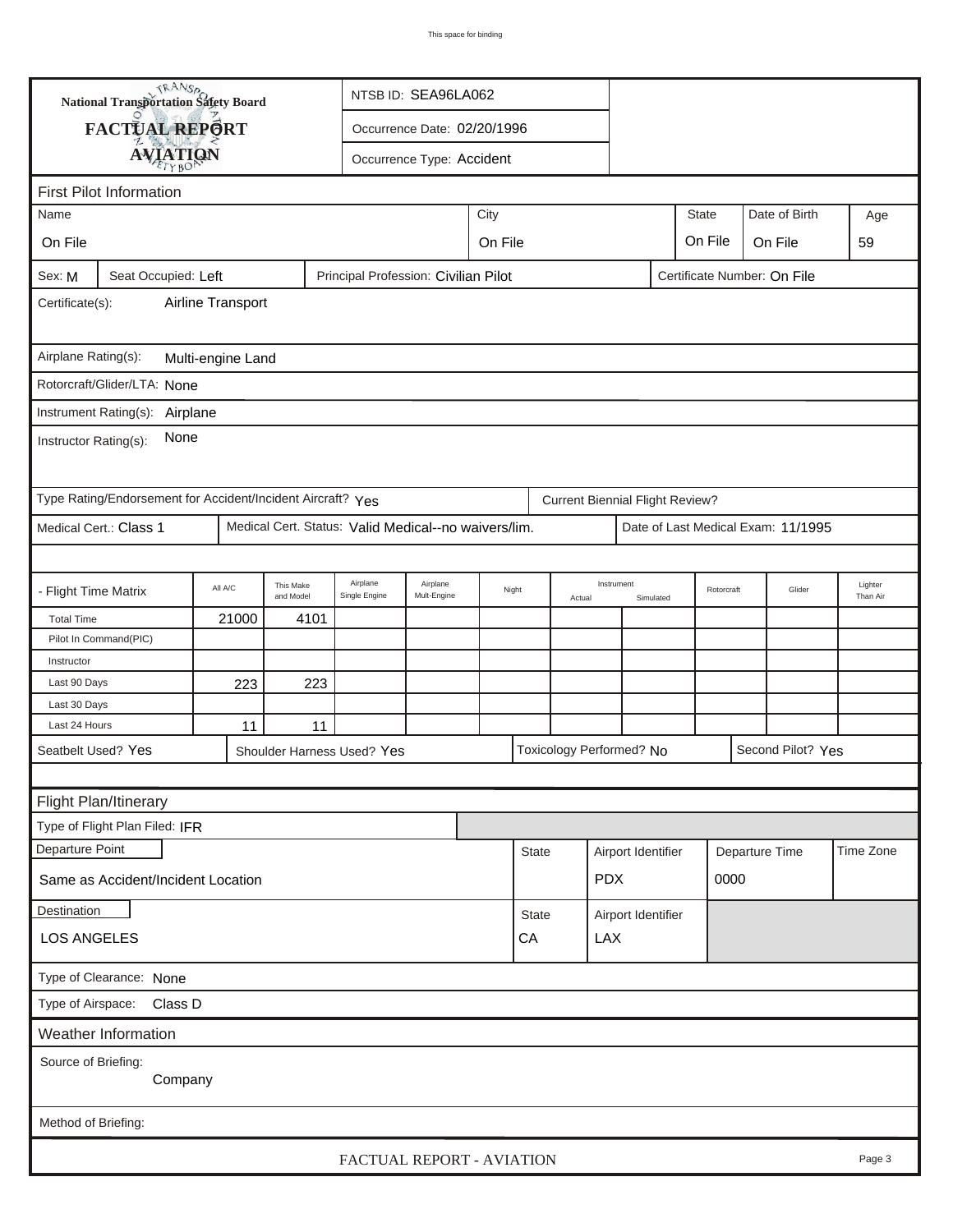National Transportation Safety Board

**FACTUAL REPORT**

**AVIATION**

NTSB ID: SEA96LA062

Occurrence Date: 02/20/1996

Occurrence Type: Accident

## First Pilot Information

| Name | City | State | Date of Birth | Age |
|---|---|---|---|---|
| On File | On File | On File | On File | 59 |

Sex: M | Seat Occupied: Left | Principal Profession: Civilian Pilot | Certificate Number: On File

Certificate(s): Airline Transport

Airplane Rating(s): Multi-engine Land

Rotorcraft/Glider/LTA: None

Instrument Rating(s): Airplane

Instructor Rating(s): None

Type Rating/Endorsement for Accident/Incident Aircraft? Yes | Current Biennial Flight Review?

Medical Cert.: Class 1 | Medical Cert. Status: Valid Medical--no waivers/lim. | Date of Last Medical Exam: 11/1995

| - Flight Time Matrix | All A/C | This Make and Model | Airplane Single Engine | Airplane Mult-Engine | Night | Instrument Actual | Instrument Simulated | Rotorcraft | Glider | Lighter Than Air |
|---|---|---|---|---|---|---|---|---|---|---|
| Total Time | 21000 | 4101 | | | | | | | | |
| Pilot In Command(PIC) | | | | | | | | | | |
| Instructor | | | | | | | | | | |
| Last 90 Days | 223 | 223 | | | | | | | | |
| Last 30 Days | | | | | | | | | | |
| Last 24 Hours | 11 | 11 | | | | | | | | |

Seatbelt Used? Yes | Shoulder Harness Used? Yes | Toxicology Performed? No | Second Pilot? Yes

## Flight Plan/Itinerary

Type of Flight Plan Filed: IFR

| Departure Point | State | Airport Identifier | Departure Time | Time Zone |
|---|---|---|---|---|
| Same as Accident/Incident Location | | PDX | 0000 | |

| Destination | State | Airport Identifier |
|---|---|---|
| LOS ANGELES | CA | LAX |

Type of Clearance: None

Type of Airspace: Class D

## Weather Information

Source of Briefing: Company

Method of Briefing:

FACTUAL REPORT - AVIATION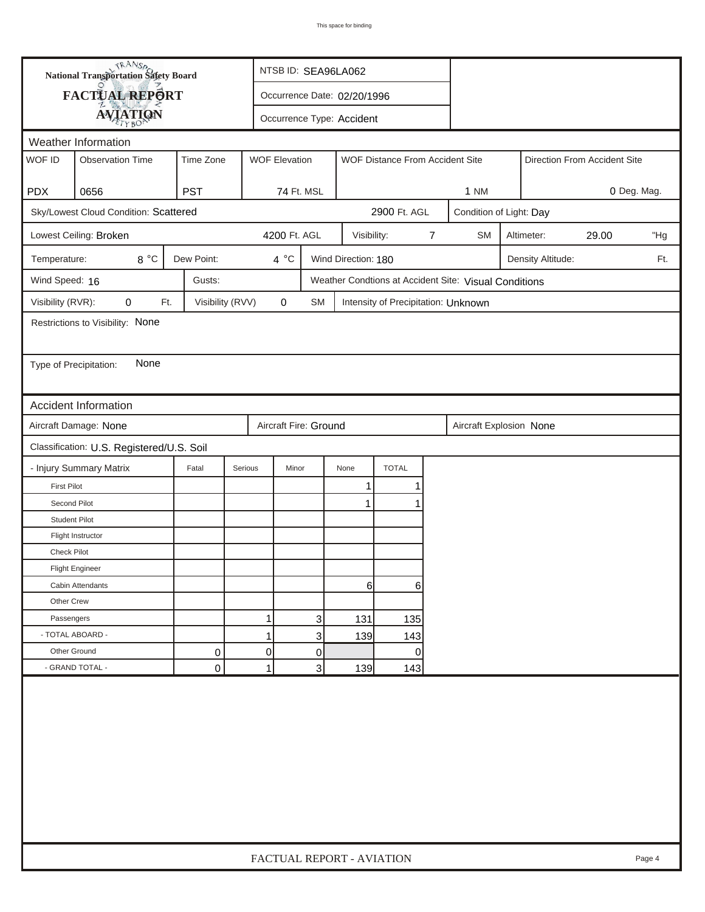This space for binding

**National Transportation Safety Board**

**FACTUAL REPORT**

**AVIATION**

NTSB ID: SEA96LA062

Occurrence Date: 02/20/1996

Occurrence Type: Accident

## Weather Information

| WOF ID | Observation Time | Time Zone | WOF Elevation | WOF Distance From Accident Site | Direction From Accident Site |
|---|---|---|---|---|---|
| PDX | 0656 | PST | 74 Ft. MSL | 1 NM | 0 Deg. Mag. |

Sky/Lowest Cloud Condition: Scattered — 2900 Ft. AGL

Condition of Light: Day

Lowest Ceiling: Broken — 4200 Ft. AGL

Visibility: 7 SM

Altimeter: 29.00 "Hg

Temperature: 8 °C

Dew Point: 4 °C

Wind Direction: 180

Density Altitude: Ft.

Wind Speed: 16

Gusts:

Weather Condtions at Accident Site: Visual Conditions

Visibility (RVR): 0 Ft.

Visibility (RVV) 0 SM

Intensity of Precipitation: Unknown

Restrictions to Visibility: None

Type of Precipitation: None

## Accident Information

Aircraft Damage: None

Aircraft Fire: Ground

Aircraft Explosion None

Classification: U.S. Registered/U.S. Soil

| - Injury Summary Matrix | Fatal | Serious | Minor | None | TOTAL |
|---|---|---|---|---|---|
| First Pilot | | | | 1 | 1 |
| Second Pilot | | | | 1 | 1 |
| Student Pilot | | | | | |
| Flight Instructor | | | | | |
| Check Pilot | | | | | |
| Flight Engineer | | | | | |
| Cabin Attendants | | | | 6 | 6 |
| Other Crew | | | | | |
| Passengers | | 1 | 3 | 131 | 135 |
| - TOTAL ABOARD - | | 1 | 3 | 139 | 143 |
| Other Ground | 0 | 0 | 0 | | 0 |
| - GRAND TOTAL - | 0 | 1 | 3 | 139 | 143 |

FACTUAL REPORT - AVIATION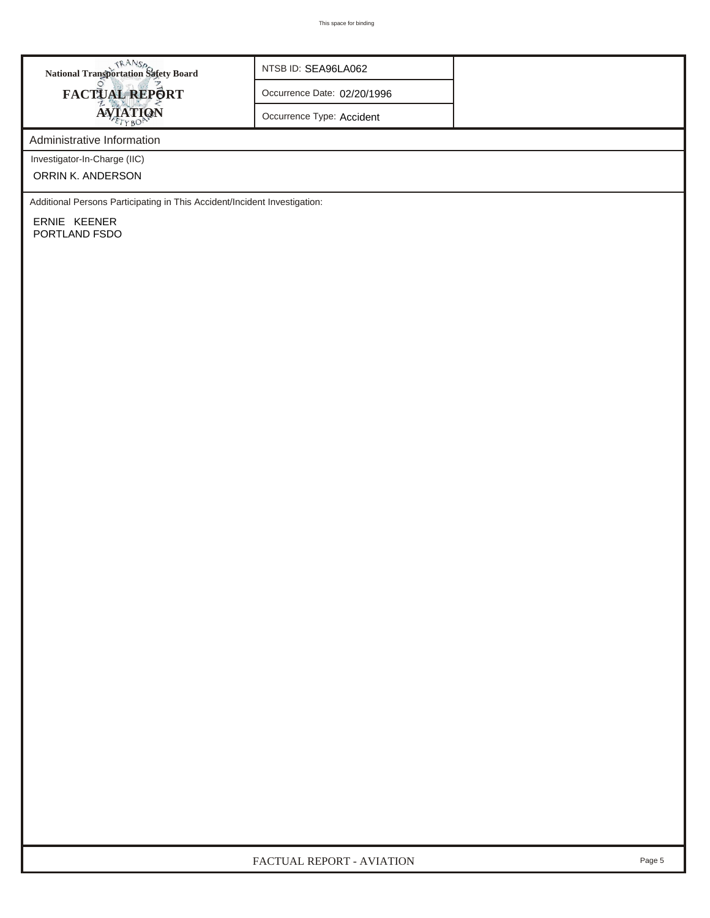**National Transportation Safety Board**

**FACTUAL REPORT**

**AVIATION**

| | |
|---|---|
| NTSB ID: SEA96LA062 | |
| Occurrence Date: 02/20/1996 | |
| Occurrence Type: Accident | |

## Administrative Information

Investigator-In-Charge (IIC)

ORRIN K. ANDERSON

Additional Persons Participating in This Accident/Incident Investigation:

ERNIE KEENER
PORTLAND FSDO